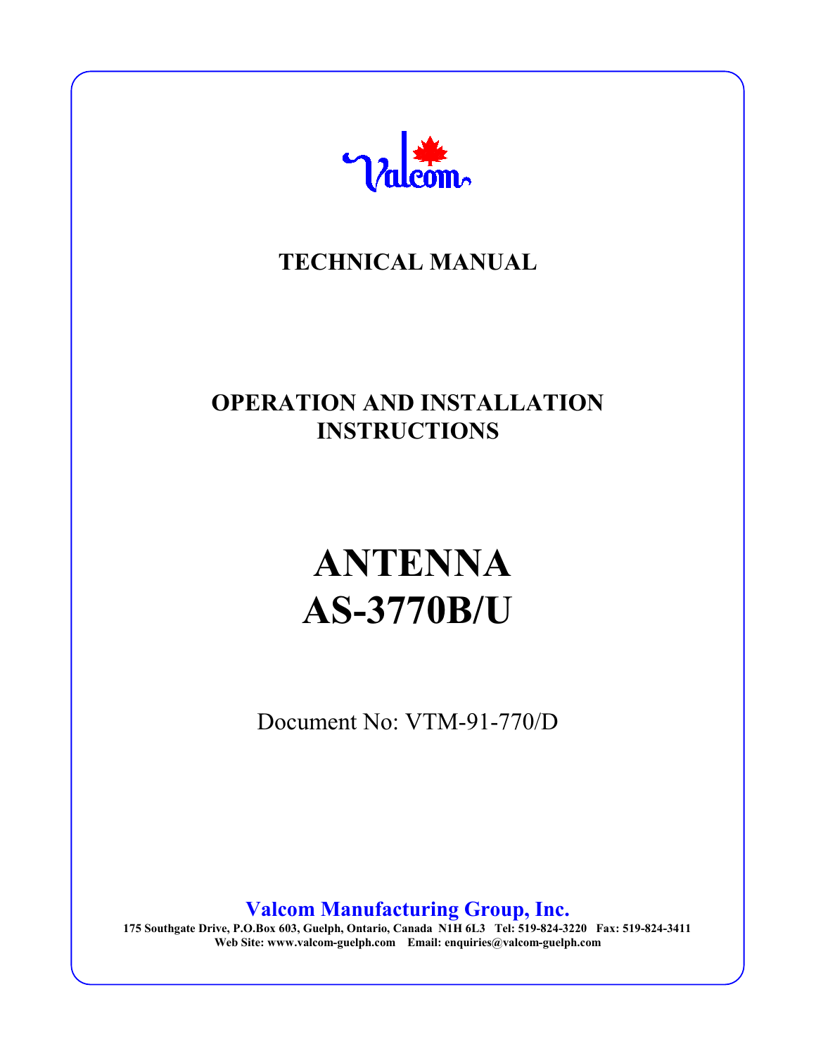Valcom

# TECHNICAL MANUAL

## OPERATION AND INSTALLATION INSTRUCTIONS

# ANTENNA AS-3770B/U

Document No: VTM-91-770/D

**Valcom Manufacturing Group, Inc.**

**175 Southgate Drive, P.O.Box 603, Guelph, Ontario, Canada N1H 6L3 Tel: 519-824-3220 Fax: 519-824-3411**
**Web Site: www.valcom-guelph.com Email: enquiries@valcom-guelph.com**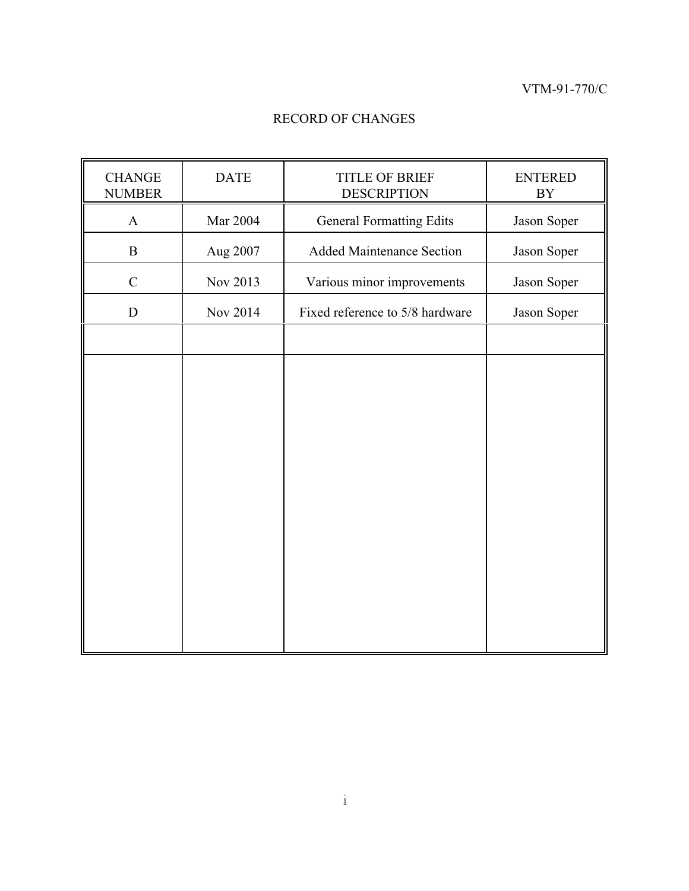# RECORD OF CHANGES

| CHANGE NUMBER | DATE | TITLE OF BRIEF DESCRIPTION | ENTERED BY |
|---|---|---|---|
| A | Mar 2004 | General Formatting Edits | Jason Soper |
| B | Aug 2007 | Added Maintenance Section | Jason Soper |
| C | Nov 2013 | Various minor improvements | Jason Soper |
| D | Nov 2014 | Fixed reference to 5/8 hardware | Jason Soper |
| | | | |
| | | | |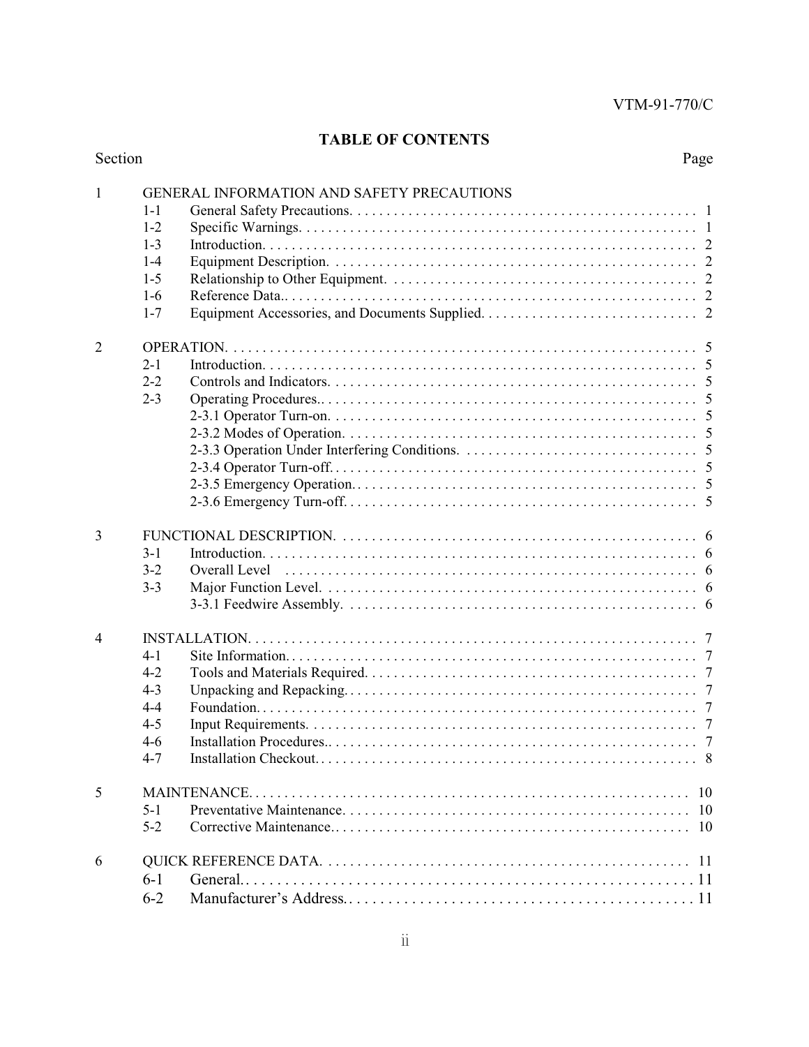# TABLE OF CONTENTS

| Section | | | Page |
|---|---|---|---|
| 1 | | GENERAL INFORMATION AND SAFETY PRECAUTIONS | |
| | 1-1 | General Safety Precautions. | 1 |
| | 1-2 | Specific Warnings. | 1 |
| | 1-3 | Introduction. | 2 |
| | 1-4 | Equipment Description. | 2 |
| | 1-5 | Relationship to Other Equipment. | 2 |
| | 1-6 | Reference Data.. | 2 |
| | 1-7 | Equipment Accessories, and Documents Supplied. | 2 |
| 2 | | OPERATION. | 5 |
| | 2-1 | Introduction. | 5 |
| | 2-2 | Controls and Indicators. | 5 |
| | 2-3 | Operating Procedures.. | 5 |
| | | 2-3.1 Operator Turn-on. | 5 |
| | | 2-3.2 Modes of Operation. | 5 |
| | | 2-3.3 Operation Under Interfering Conditions. | 5 |
| | | 2-3.4 Operator Turn-off. | 5 |
| | | 2-3.5 Emergency Operation. | 5 |
| | | 2-3.6 Emergency Turn-off. | 5 |
| 3 | | FUNCTIONAL DESCRIPTION. | 6 |
| | 3-1 | Introduction. | 6 |
| | 3-2 | Overall Level | 6 |
| | 3-3 | Major Function Level. | 6 |
| | | 3-3.1 Feedwire Assembly. | 6 |
| 4 | | INSTALLATION. | 7 |
| | 4-1 | Site Information. | 7 |
| | 4-2 | Tools and Materials Required. | 7 |
| | 4-3 | Unpacking and Repacking. | 7 |
| | 4-4 | Foundation. | 7 |
| | 4-5 | Input Requirements. | 7 |
| | 4-6 | Installation Procedures.. | 7 |
| | 4-7 | Installation Checkout. | 8 |
| 5 | | MAINTENANCE. | 10 |
| | 5-1 | Preventative Maintenance. | 10 |
| | 5-2 | Corrective Maintenance.. | 10 |
| 6 | | QUICK REFERENCE DATA. | 11 |
| | 6-1 | General.. | 11 |
| | 6-2 | Manufacturer's Address.. | 11 |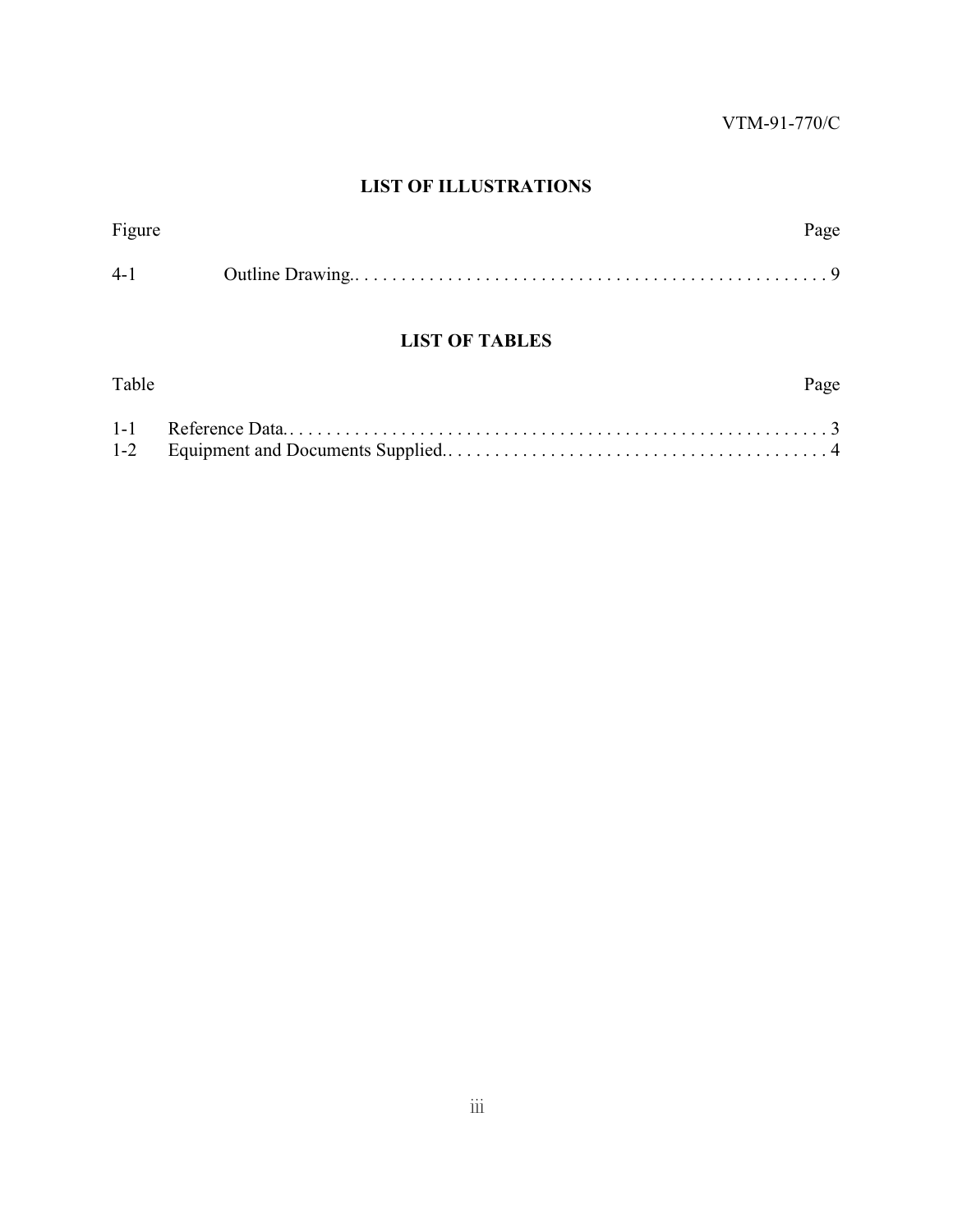## LIST OF ILLUSTRATIONS

| Figure | | Page |
|---|---|---|
| 4-1 | Outline Drawing | 9 |

## LIST OF TABLES

| Table | | Page |
|---|---|---|
| 1-1 | Reference Data | 3 |
| 1-2 | Equipment and Documents Supplied | 4 |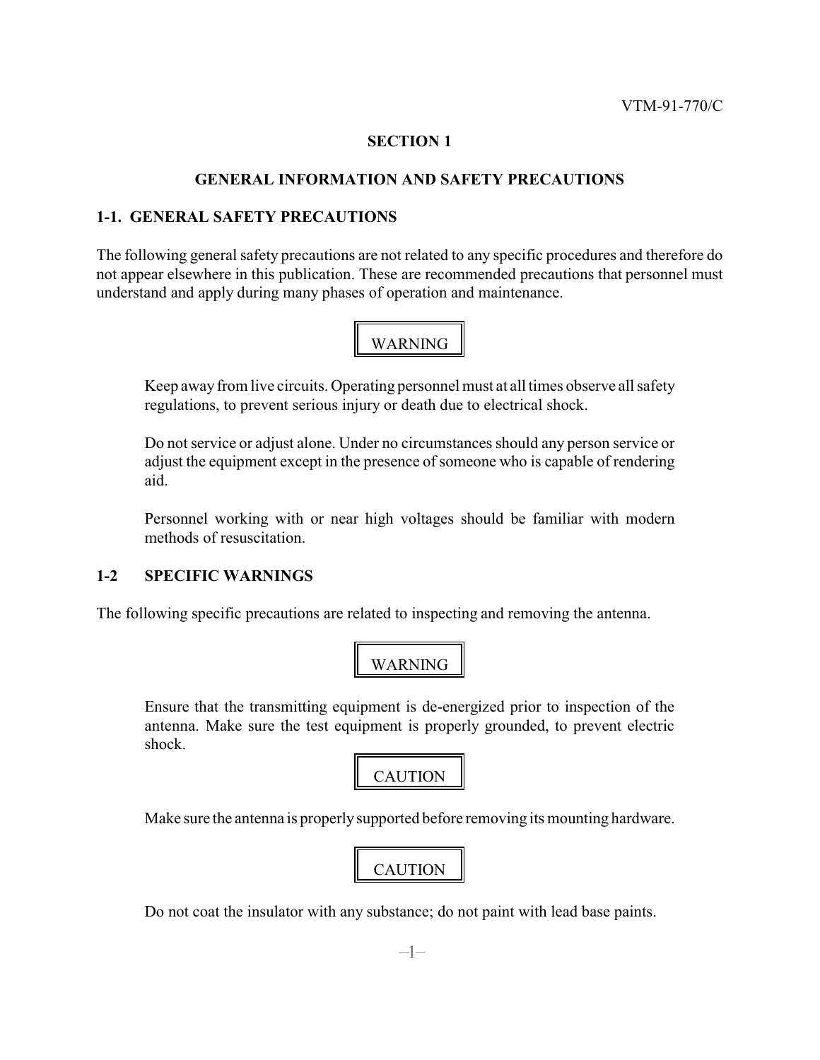## SECTION 1

## GENERAL INFORMATION AND SAFETY PRECAUTIONS

### 1-1. GENERAL SAFETY PRECAUTIONS

The following general safety precautions are not related to any specific procedures and therefore do not appear elsewhere in this publication. These are recommended precautions that personnel must understand and apply during many phases of operation and maintenance.

**WARNING**

> Keep away from live circuits. Operating personnel must at all times observe all safety regulations, to prevent serious injury or death due to electrical shock.
>
> Do not service or adjust alone. Under no circumstances should any person service or adjust the equipment except in the presence of someone who is capable of rendering aid.
>
> Personnel working with or near high voltages should be familiar with modern methods of resuscitation.

### 1-2 SPECIFIC WARNINGS

The following specific precautions are related to inspecting and removing the antenna.

**WARNING**

> Ensure that the transmitting equipment is de-energized prior to inspection of the antenna. Make sure the test equipment is properly grounded, to prevent electric shock.

**CAUTION**

> Make sure the antenna is properly supported before removing its mounting hardware.

**CAUTION**

> Do not coat the insulator with any substance; do not paint with lead base paints.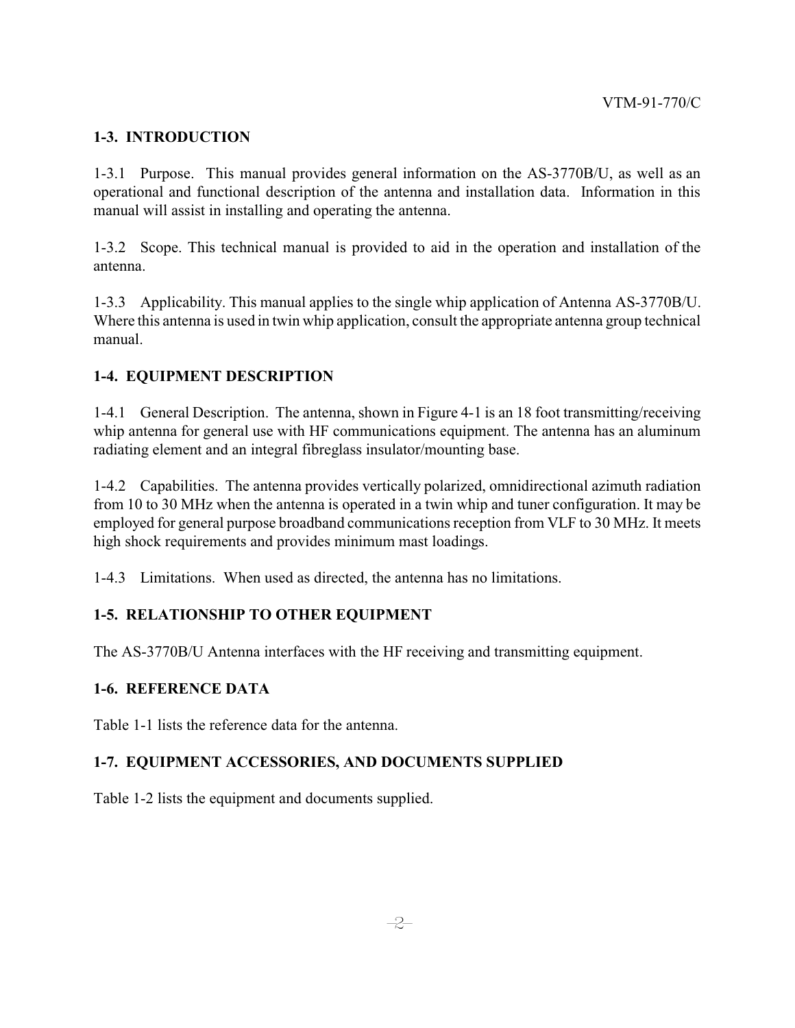## 1-3. INTRODUCTION

1-3.1 Purpose. This manual provides general information on the AS-3770B/U, as well as an operational and functional description of the antenna and installation data. Information in this manual will assist in installing and operating the antenna.

1-3.2 Scope. This technical manual is provided to aid in the operation and installation of the antenna.

1-3.3 Applicability. This manual applies to the single whip application of Antenna AS-3770B/U. Where this antenna is used in twin whip application, consult the appropriate antenna group technical manual.

## 1-4. EQUIPMENT DESCRIPTION

1-4.1 General Description. The antenna, shown in Figure 4-1 is an 18 foot transmitting/receiving whip antenna for general use with HF communications equipment. The antenna has an aluminum radiating element and an integral fibreglass insulator/mounting base.

1-4.2 Capabilities. The antenna provides vertically polarized, omnidirectional azimuth radiation from 10 to 30 MHz when the antenna is operated in a twin whip and tuner configuration. It may be employed for general purpose broadband communications reception from VLF to 30 MHz. It meets high shock requirements and provides minimum mast loadings.

1-4.3 Limitations. When used as directed, the antenna has no limitations.

## 1-5. RELATIONSHIP TO OTHER EQUIPMENT

The AS-3770B/U Antenna interfaces with the HF receiving and transmitting equipment.

## 1-6. REFERENCE DATA

Table 1-1 lists the reference data for the antenna.

## 1-7. EQUIPMENT ACCESSORIES, AND DOCUMENTS SUPPLIED

Table 1-2 lists the equipment and documents supplied.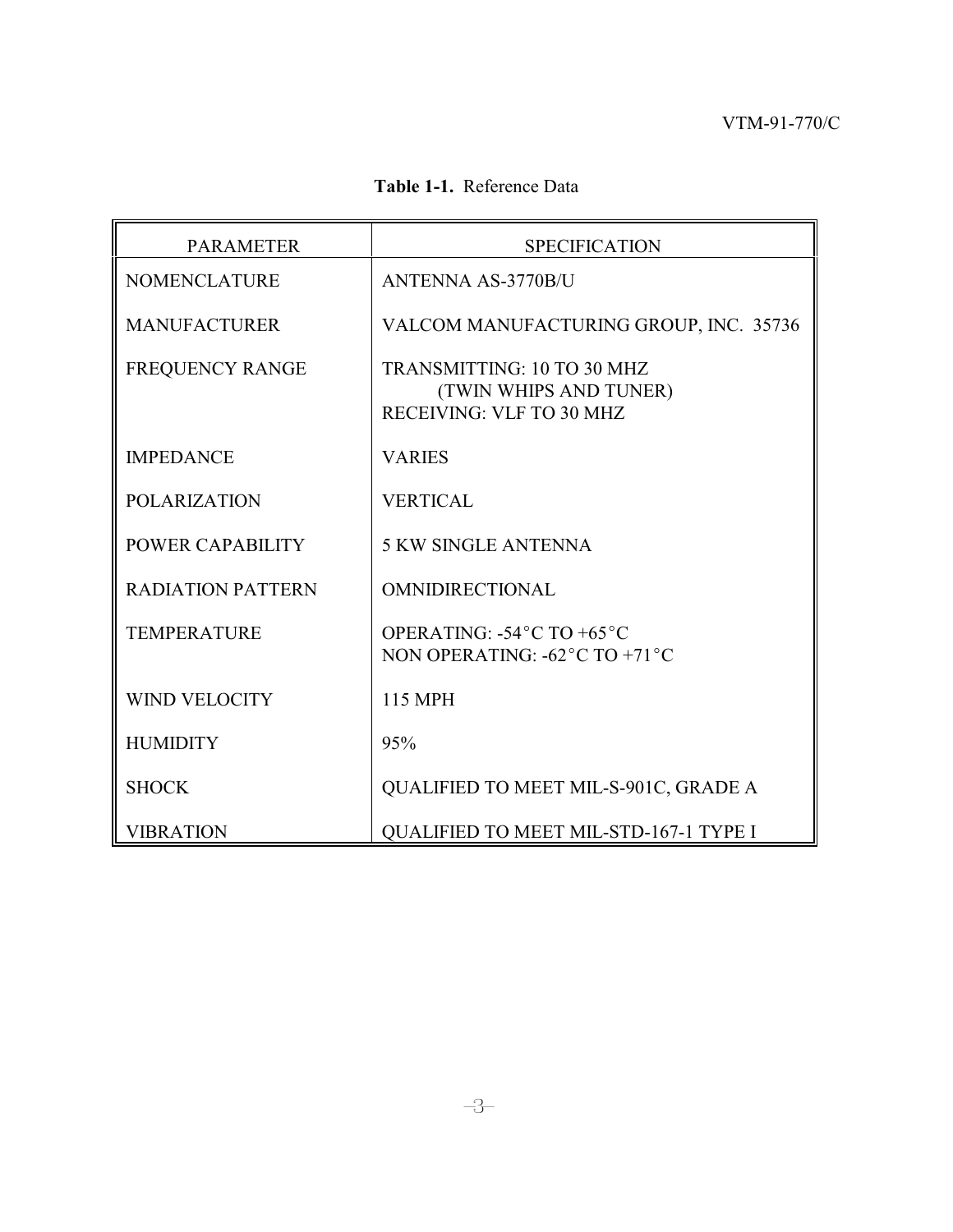**Table 1-1.** Reference Data

| PARAMETER | SPECIFICATION |
|---|---|
| NOMENCLATURE | ANTENNA AS-3770B/U |
| MANUFACTURER | VALCOM MANUFACTURING GROUP, INC. 35736 |
| FREQUENCY RANGE | TRANSMITTING: 10 TO 30 MHZ (TWIN WHIPS AND TUNER)<br>RECEIVING: VLF TO 30 MHZ |
| IMPEDANCE | VARIES |
| POLARIZATION | VERTICAL |
| POWER CAPABILITY | 5 KW SINGLE ANTENNA |
| RADIATION PATTERN | OMNIDIRECTIONAL |
| TEMPERATURE | OPERATING: -54°C TO +65°C<br>NON OPERATING: -62°C TO +71°C |
| WIND VELOCITY | 115 MPH |
| HUMIDITY | 95% |
| SHOCK | QUALIFIED TO MEET MIL-S-901C, GRADE A |
| VIBRATION | QUALIFIED TO MEET MIL-STD-167-1 TYPE I |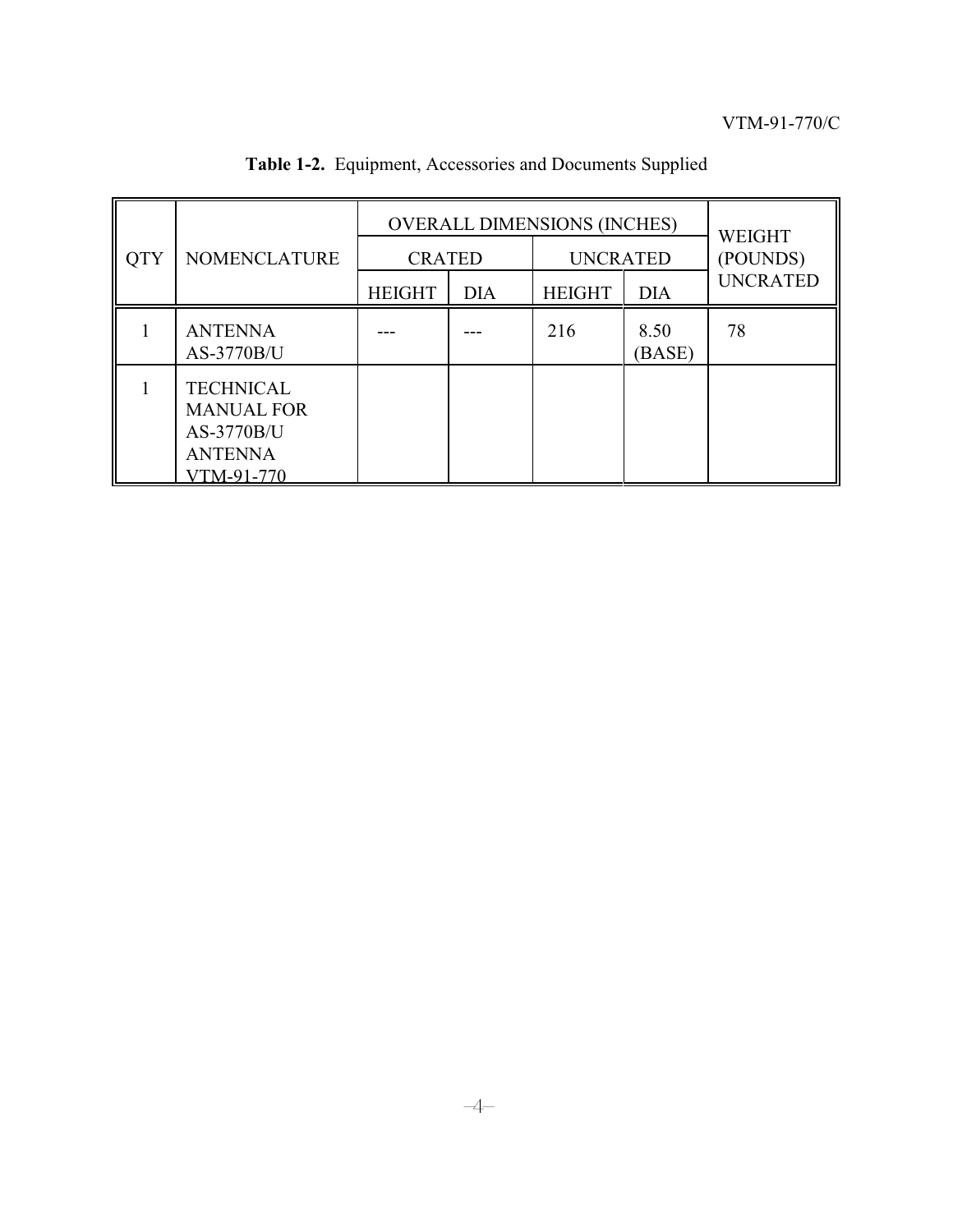**Table 1-2.** Equipment, Accessories and Documents Supplied

| QTY | NOMENCLATURE | OVERALL DIMENSIONS (INCHES) | | | | WEIGHT (POUNDS) UNCRATED |
|---|---|---|---|---|---|---|
| | | CRATED | | UNCRATED | | |
| | | HEIGHT | DIA | HEIGHT | DIA | |
| 1 | ANTENNA AS-3770B/U | --- | --- | 216 | 8.50 (BASE) | 78 |
| 1 | TECHNICAL MANUAL FOR AS-3770B/U ANTENNA VTM-91-770 | | | | | |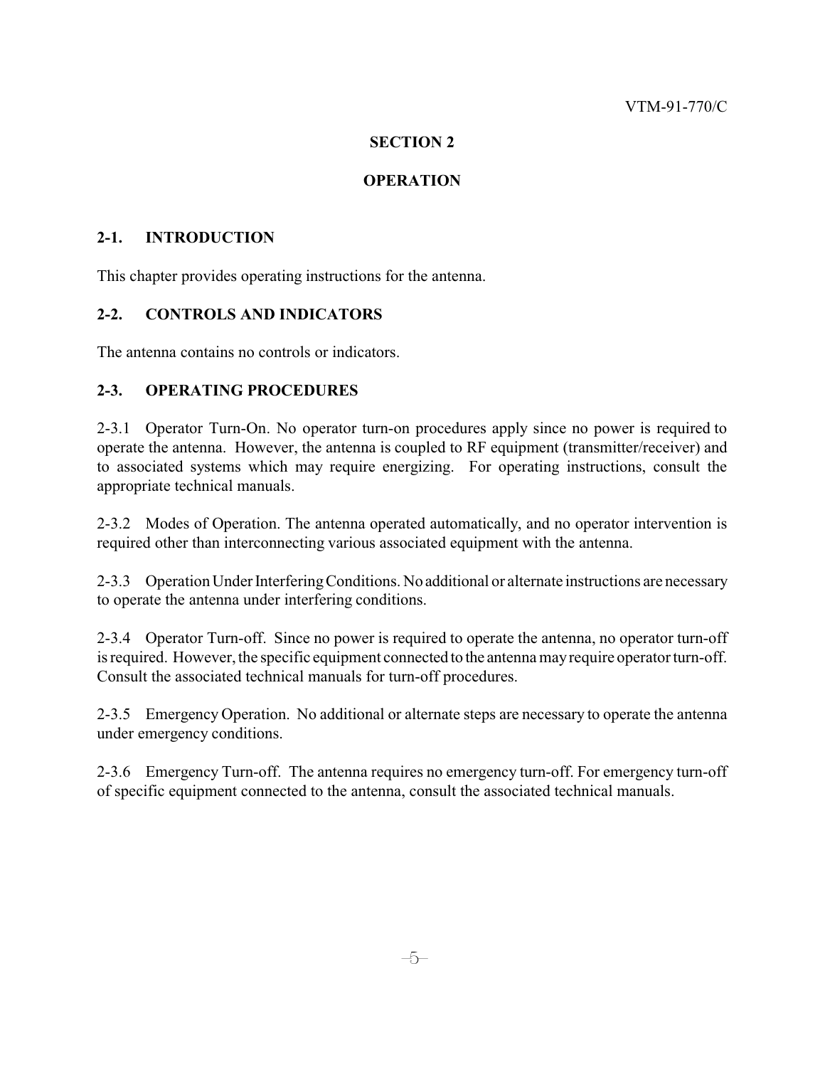# SECTION 2

# OPERATION

## 2-1. INTRODUCTION

This chapter provides operating instructions for the antenna.

## 2-2. CONTROLS AND INDICATORS

The antenna contains no controls or indicators.

## 2-3. OPERATING PROCEDURES

2-3.1 Operator Turn-On. No operator turn-on procedures apply since no power is required to operate the antenna. However, the antenna is coupled to RF equipment (transmitter/receiver) and to associated systems which may require energizing. For operating instructions, consult the appropriate technical manuals.

2-3.2 Modes of Operation. The antenna operated automatically, and no operator intervention is required other than interconnecting various associated equipment with the antenna.

2-3.3 Operation Under Interfering Conditions. No additional or alternate instructions are necessary to operate the antenna under interfering conditions.

2-3.4 Operator Turn-off. Since no power is required to operate the antenna, no operator turn-off is required. However, the specific equipment connected to the antenna may require operator turn-off. Consult the associated technical manuals for turn-off procedures.

2-3.5 Emergency Operation. No additional or alternate steps are necessary to operate the antenna under emergency conditions.

2-3.6 Emergency Turn-off. The antenna requires no emergency turn-off. For emergency turn-off of specific equipment connected to the antenna, consult the associated technical manuals.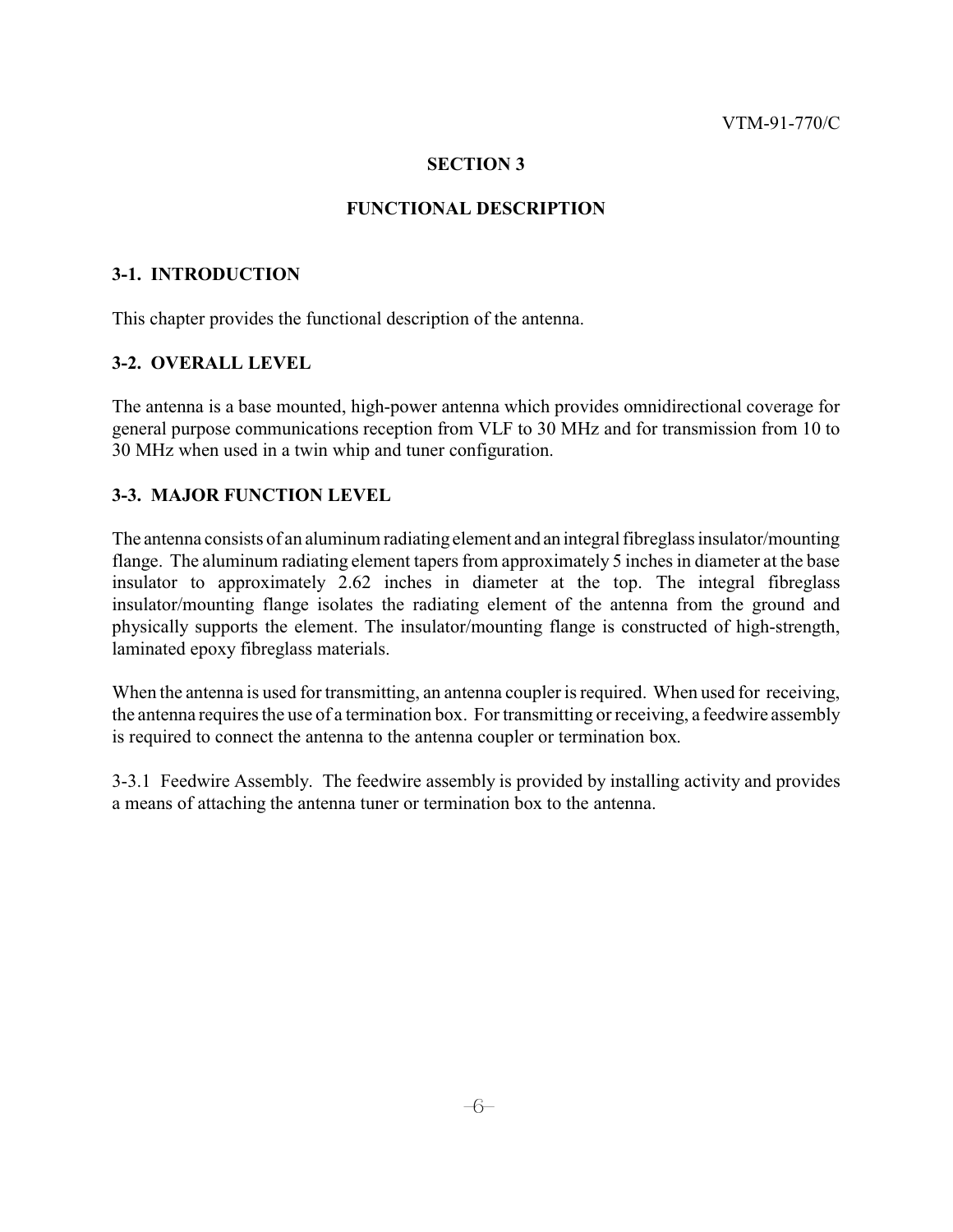# SECTION 3

# FUNCTIONAL DESCRIPTION

## 3-1. INTRODUCTION

This chapter provides the functional description of the antenna.

## 3-2. OVERALL LEVEL

The antenna is a base mounted, high-power antenna which provides omnidirectional coverage for general purpose communications reception from VLF to 30 MHz and for transmission from 10 to 30 MHz when used in a twin whip and tuner configuration.

## 3-3. MAJOR FUNCTION LEVEL

The antenna consists of an aluminum radiating element and an integral fibreglass insulator/mounting flange. The aluminum radiating element tapers from approximately 5 inches in diameter at the base insulator to approximately 2.62 inches in diameter at the top. The integral fibreglass insulator/mounting flange isolates the radiating element of the antenna from the ground and physically supports the element. The insulator/mounting flange is constructed of high-strength, laminated epoxy fibreglass materials.

When the antenna is used for transmitting, an antenna coupler is required. When used for receiving, the antenna requires the use of a termination box. For transmitting or receiving, a feedwire assembly is required to connect the antenna to the antenna coupler or termination box.

3-3.1 Feedwire Assembly. The feedwire assembly is provided by installing activity and provides a means of attaching the antenna tuner or termination box to the antenna.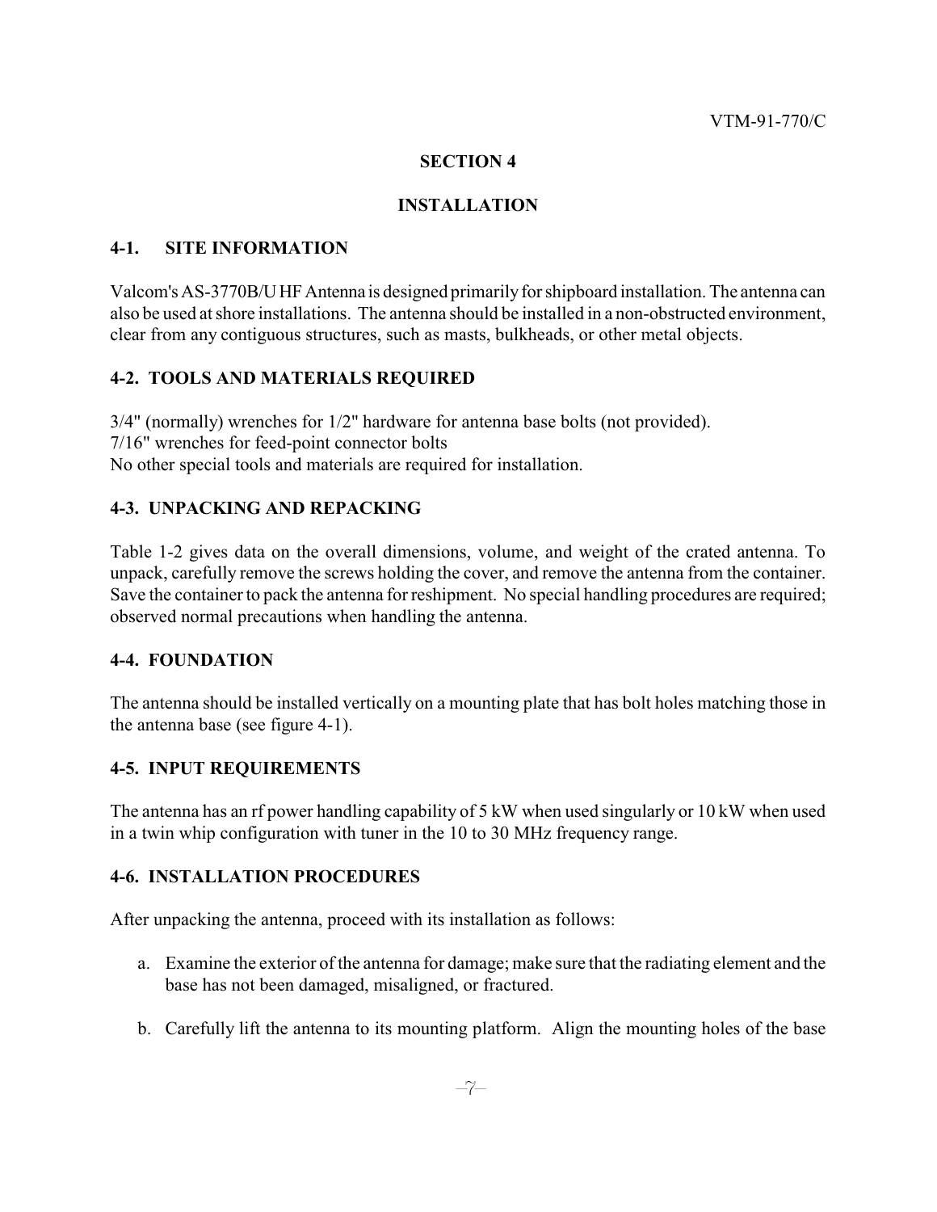# SECTION 4

# INSTALLATION

## 4-1. SITE INFORMATION

Valcom's AS-3770B/U HF Antenna is designed primarily for shipboard installation. The antenna can also be used at shore installations. The antenna should be installed in a non-obstructed environment, clear from any contiguous structures, such as masts, bulkheads, or other metal objects.

## 4-2. TOOLS AND MATERIALS REQUIRED

3/4" (normally) wrenches for 1/2" hardware for antenna base bolts (not provided).
7/16" wrenches for feed-point connector bolts
No other special tools and materials are required for installation.

## 4-3. UNPACKING AND REPACKING

Table 1-2 gives data on the overall dimensions, volume, and weight of the crated antenna. To unpack, carefully remove the screws holding the cover, and remove the antenna from the container. Save the container to pack the antenna for reshipment. No special handling procedures are required; observed normal precautions when handling the antenna.

## 4-4. FOUNDATION

The antenna should be installed vertically on a mounting plate that has bolt holes matching those in the antenna base (see figure 4-1).

## 4-5. INPUT REQUIREMENTS

The antenna has an rf power handling capability of 5 kW when used singularly or 10 kW when used in a twin whip configuration with tuner in the 10 to 30 MHz frequency range.

## 4-6. INSTALLATION PROCEDURES

After unpacking the antenna, proceed with its installation as follows:

a. Examine the exterior of the antenna for damage; make sure that the radiating element and the base has not been damaged, misaligned, or fractured.

b. Carefully lift the antenna to its mounting platform. Align the mounting holes of the base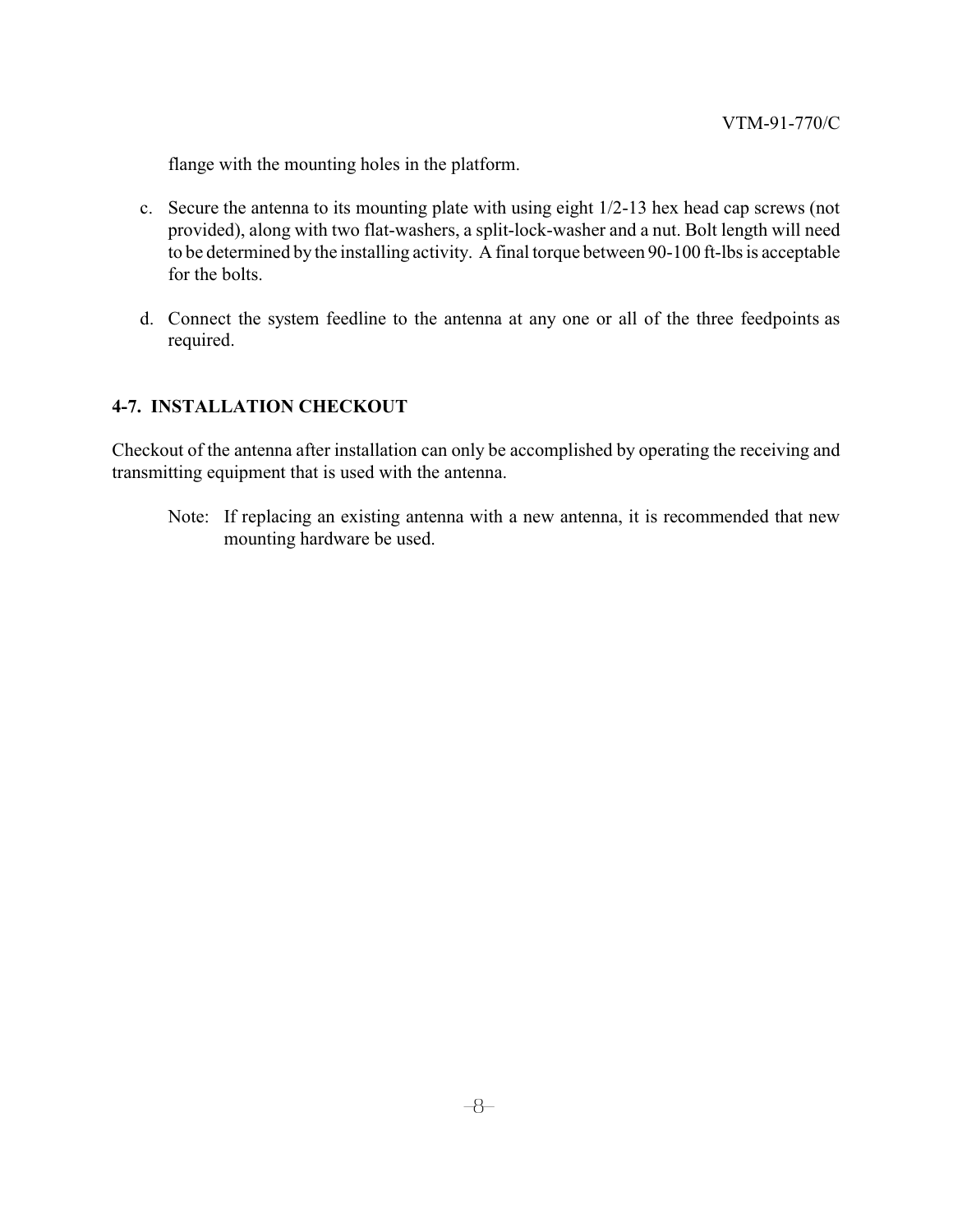flange with the mounting holes in the platform.

c. Secure the antenna to its mounting plate with using eight 1/2-13 hex head cap screws (not provided), along with two flat-washers, a split-lock-washer and a nut. Bolt length will need to be determined by the installing activity. A final torque between 90-100 ft-lbs is acceptable for the bolts.

d. Connect the system feedline to the antenna at any one or all of the three feedpoints as required.

## 4-7. INSTALLATION CHECKOUT

Checkout of the antenna after installation can only be accomplished by operating the receiving and transmitting equipment that is used with the antenna.

Note: If replacing an existing antenna with a new antenna, it is recommended that new mounting hardware be used.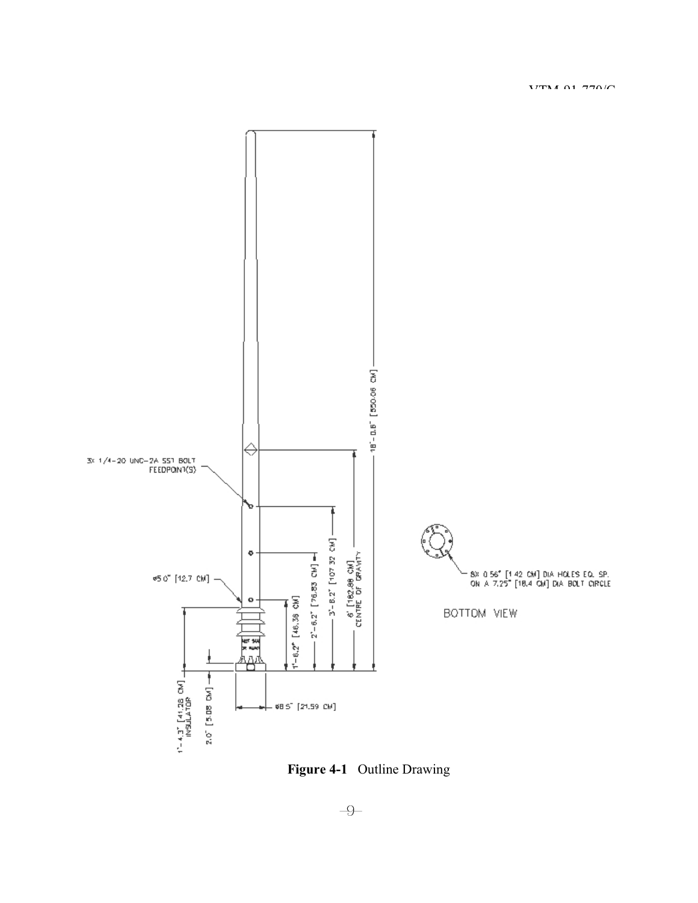3X 1/4-20 UNC-2A SST BOLT
FEEDPOINT(S)

18'-0.6" [550.06 CM]

6' [182.88 CM]
CENTRE OF GRAVITY

3'-6.2" [107.32 CM]

2'-6.2" [76.83 CM]

1'-6.2" [46.36 CM]

ø5.0" [12.7 CM]

1'-4.3" [41.28 CM]
INSULATOR

2.0" [5.08 CM]

ø8.5" [21.59 CM]

8X 0.56" [1.42 CM] DIA HOLES EQ. SP.
ON A 7.25" [18.4 CM] DIA BOLT CIRCLE

BOTTOM VIEW

**Figure 4-1** Outline Drawing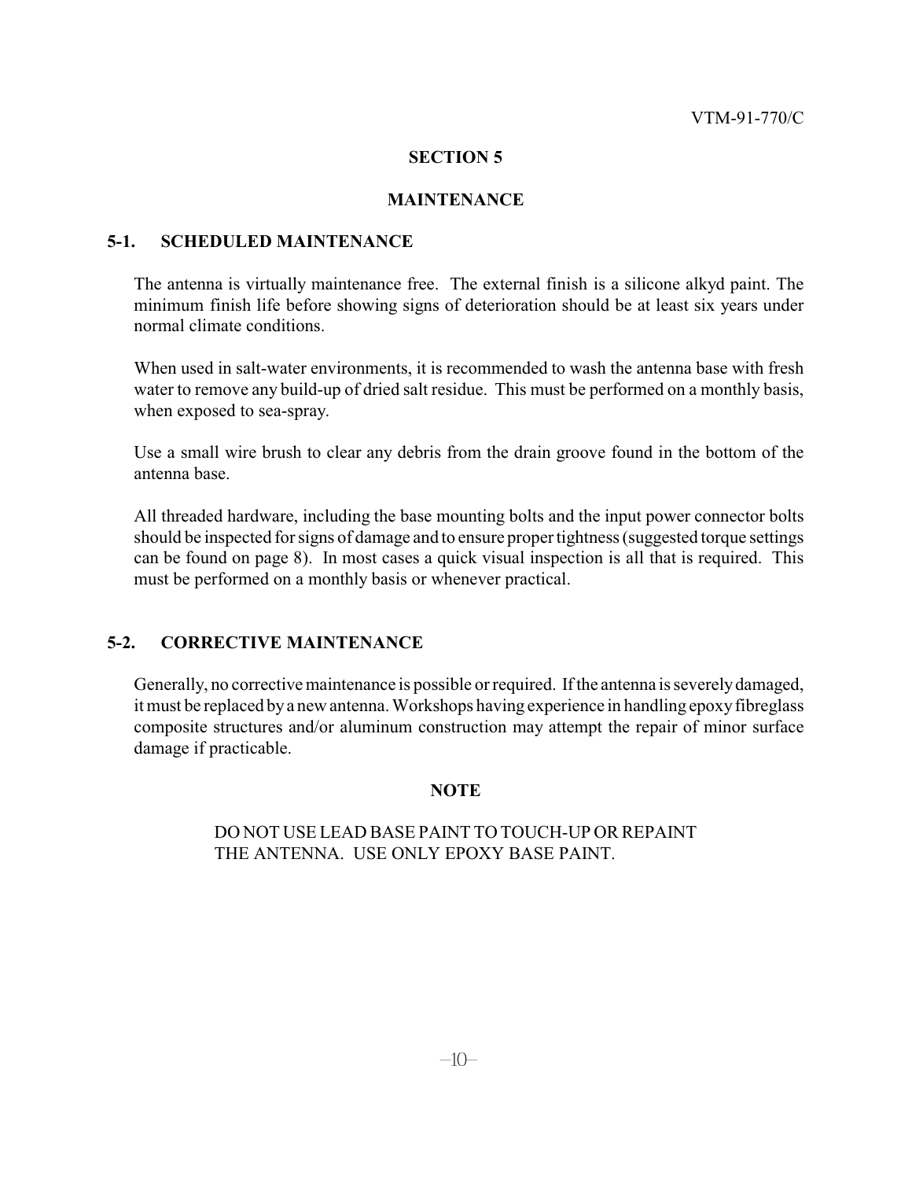# SECTION 5

# MAINTENANCE

## 5-1. SCHEDULED MAINTENANCE

The antenna is virtually maintenance free. The external finish is a silicone alkyd paint. The minimum finish life before showing signs of deterioration should be at least six years under normal climate conditions.

When used in salt-water environments, it is recommended to wash the antenna base with fresh water to remove any build-up of dried salt residue. This must be performed on a monthly basis, when exposed to sea-spray.

Use a small wire brush to clear any debris from the drain groove found in the bottom of the antenna base.

All threaded hardware, including the base mounting bolts and the input power connector bolts should be inspected for signs of damage and to ensure proper tightness (suggested torque settings can be found on page 8). In most cases a quick visual inspection is all that is required. This must be performed on a monthly basis or whenever practical.

## 5-2. CORRECTIVE MAINTENANCE

Generally, no corrective maintenance is possible or required. If the antenna is severely damaged, it must be replaced by a new antenna. Workshops having experience in handling epoxy fibreglass composite structures and/or aluminum construction may attempt the repair of minor surface damage if practicable.

**NOTE**

DO NOT USE LEAD BASE PAINT TO TOUCH-UP OR REPAINT THE ANTENNA. USE ONLY EPOXY BASE PAINT.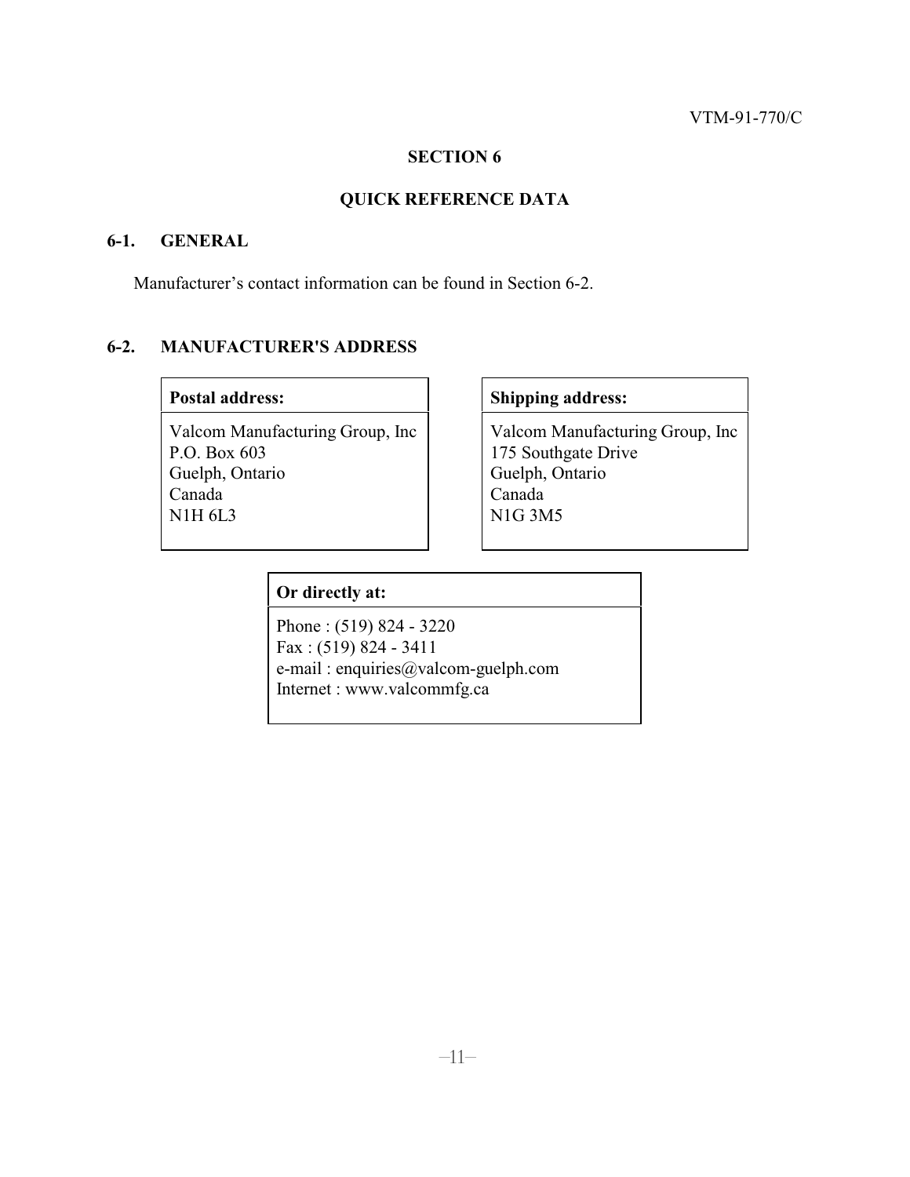# SECTION 6

## QUICK REFERENCE DATA

### 6-1. GENERAL

Manufacturer's contact information can be found in Section 6-2.

### 6-2. MANUFACTURER'S ADDRESS

**Postal address:**

Valcom Manufacturing Group, Inc
P.O. Box 603
Guelph, Ontario
Canada
N1H 6L3

**Shipping address:**

Valcom Manufacturing Group, Inc
175 Southgate Drive
Guelph, Ontario
Canada
N1G 3M5

**Or directly at:**

Phone : (519) 824 - 3220
Fax : (519) 824 - 3411
e-mail : enquiries@valcom-guelph.com
Internet : www.valcommfg.ca